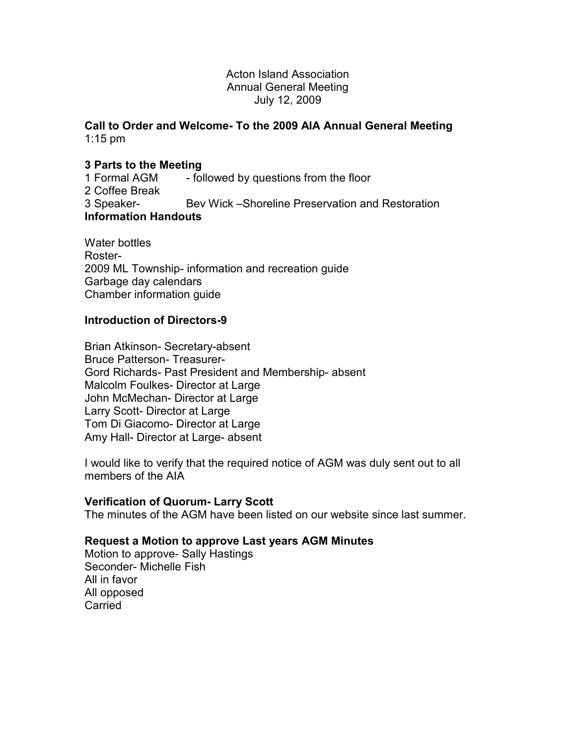Acton Island Association
Annual General Meeting
July 12, 2009

**Call to Order and Welcome- To the 2009 AIA Annual General Meeting**
1:15 pm

**3 Parts to the Meeting**
1 Formal AGM - followed by questions from the floor
2 Coffee Break
3 Speaker- Bev Wick –Shoreline Preservation and Restoration
**Information Handouts**

Water bottles
Roster-
2009 ML Township- information and recreation guide
Garbage day calendars
Chamber information guide

**Introduction of Directors-9**

Brian Atkinson- Secretary-absent
Bruce Patterson- Treasurer-
Gord Richards- Past President and Membership- absent
Malcolm Foulkes- Director at Large
John McMechan- Director at Large
Larry Scott- Director at Large
Tom Di Giacomo- Director at Large
Amy Hall- Director at Large- absent

I would like to verify that the required notice of AGM was duly sent out to all members of the AIA

**Verification of Quorum- Larry Scott**
The minutes of the AGM have been listed on our website since last summer.

**Request a Motion to approve Last years AGM Minutes**
Motion to approve- Sally Hastings
Seconder- Michelle Fish
All in favor
All opposed
Carried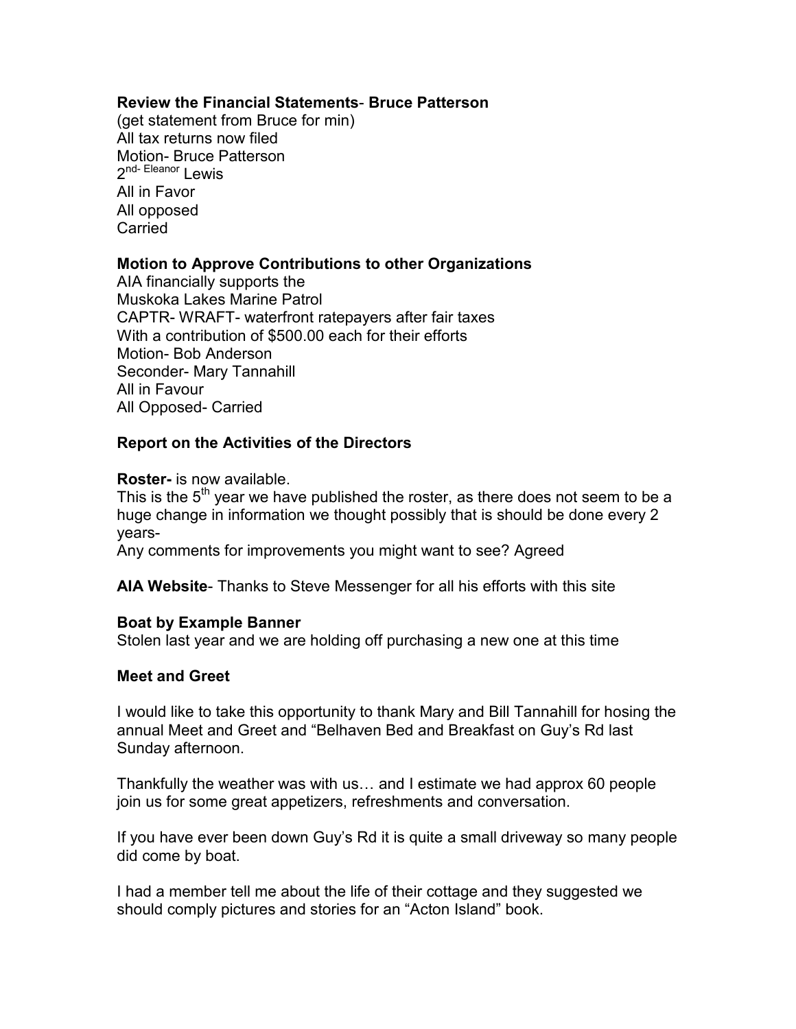**Review the Financial Statements**- **Bruce Patterson**
(get statement from Bruce for min)
All tax returns now filed
Motion- Bruce Patterson
2[nd- Eleanor] Lewis
All in Favor
All opposed
Carried

**Motion to Approve Contributions to other Organizations**
AIA financially supports the
Muskoka Lakes Marine Patrol
CAPTR- WRAFT- waterfront ratepayers after fair taxes
With a contribution of $500.00 each for their efforts
Motion- Bob Anderson
Seconder- Mary Tannahill
All in Favour
All Opposed- Carried

**Report on the Activities of the Directors**

**Roster-** is now available.
This is the 5th year we have published the roster, as there does not seem to be a huge change in information we thought possibly that is should be done every 2 years-
Any comments for improvements you might want to see? Agreed

**AIA Website**- Thanks to Steve Messenger for all his efforts with this site

**Boat by Example Banner**
Stolen last year and we are holding off purchasing a new one at this time

**Meet and Greet**

I would like to take this opportunity to thank Mary and Bill Tannahill for hosing the annual Meet and Greet and "Belhaven Bed and Breakfast on Guy's Rd last Sunday afternoon.

Thankfully the weather was with us… and I estimate we had approx 60 people join us for some great appetizers, refreshments and conversation.

If you have ever been down Guy's Rd it is quite a small driveway so many people did come by boat.

I had a member tell me about the life of their cottage and they suggested we should comply pictures and stories for an "Acton Island" book.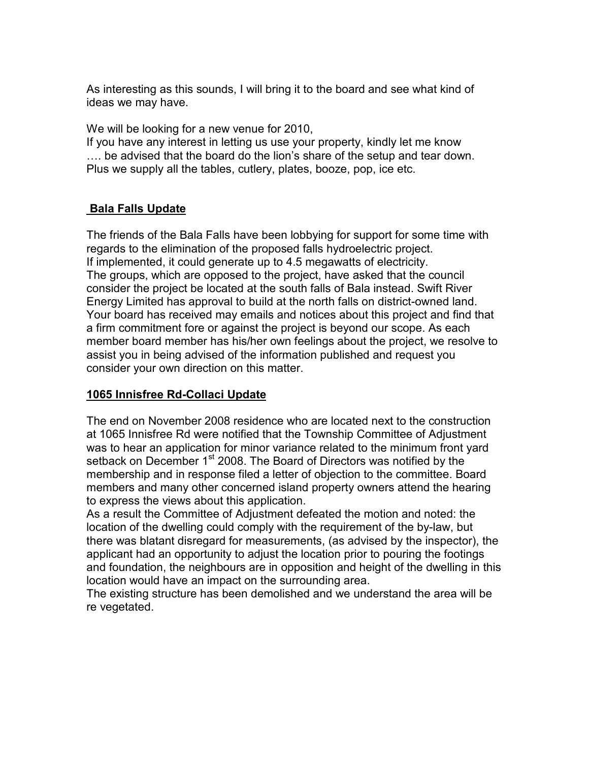As interesting as this sounds, I will bring it to the board and see what kind of ideas we may have.

We will be looking for a new venue for 2010,
If you have any interest in letting us use your property, kindly let me know …. be advised that the board do the lion's share of the setup and tear down. Plus we supply all the tables, cutlery, plates, booze, pop, ice etc.

## **Bala Falls Update**

The friends of the Bala Falls have been lobbying for support for some time with regards to the elimination of the proposed falls hydroelectric project.
If implemented, it could generate up to 4.5 megawatts of electricity.
The groups, which are opposed to the project, have asked that the council consider the project be located at the south falls of Bala instead. Swift River Energy Limited has approval to build at the north falls on district-owned land. Your board has received may emails and notices about this project and find that a firm commitment fore or against the project is beyond our scope. As each member board member has his/her own feelings about the project, we resolve to assist you in being advised of the information published and request you consider your own direction on this matter.

## **1065 Innisfree Rd-Collaci Update**

The end on November 2008 residence who are located next to the construction at 1065 Innisfree Rd were notified that the Township Committee of Adjustment was to hear an application for minor variance related to the minimum front yard setback on December 1st 2008. The Board of Directors was notified by the membership and in response filed a letter of objection to the committee. Board members and many other concerned island property owners attend the hearing to express the views about this application.
As a result the Committee of Adjustment defeated the motion and noted: the location of the dwelling could comply with the requirement of the by-law, but there was blatant disregard for measurements, (as advised by the inspector), the applicant had an opportunity to adjust the location prior to pouring the footings and foundation, the neighbours are in opposition and height of the dwelling in this location would have an impact on the surrounding area.
The existing structure has been demolished and we understand the area will be re vegetated.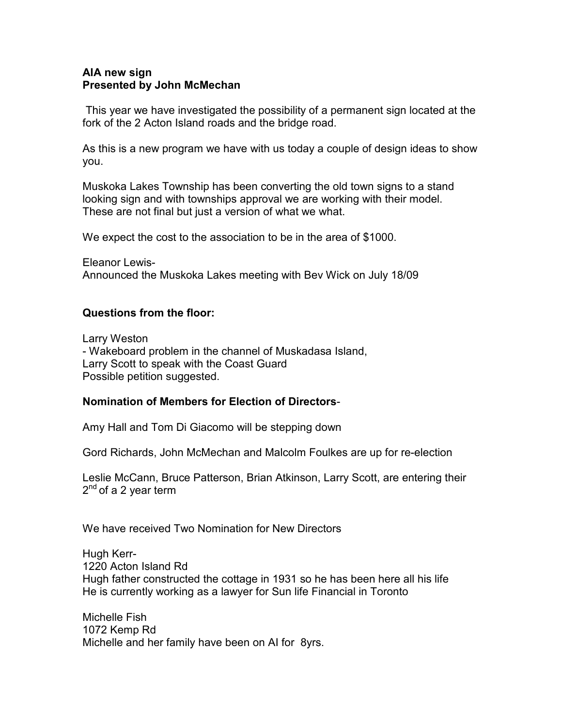**AIA new sign**
**Presented by John McMechan**

This year we have investigated the possibility of a permanent sign located at the fork of the 2 Acton Island roads and the bridge road.

As this is a new program we have with us today a couple of design ideas to show you.

Muskoka Lakes Township has been converting the old town signs to a stand looking sign and with townships approval we are working with their model. These are not final but just a version of what we what.

We expect the cost to the association to be in the area of $1000.

Eleanor Lewis-
Announced the Muskoka Lakes meeting with Bev Wick on July 18/09

**Questions from the floor:**

Larry Weston
- Wakeboard problem in the channel of Muskadasa Island,
Larry Scott to speak with the Coast Guard
Possible petition suggested.

**Nomination of Members for Election of Directors**-

Amy Hall and Tom Di Giacomo will be stepping down

Gord Richards, John McMechan and Malcolm Foulkes are up for re-election

Leslie McCann, Bruce Patterson, Brian Atkinson, Larry Scott, are entering their 2nd of a 2 year term

We have received Two Nomination for New Directors

Hugh Kerr-
1220 Acton Island Rd
Hugh father constructed the cottage in 1931 so he has been here all his life
He is currently working as a lawyer for Sun life Financial in Toronto

Michelle Fish
1072 Kemp Rd
Michelle and her family have been on AI for 8yrs.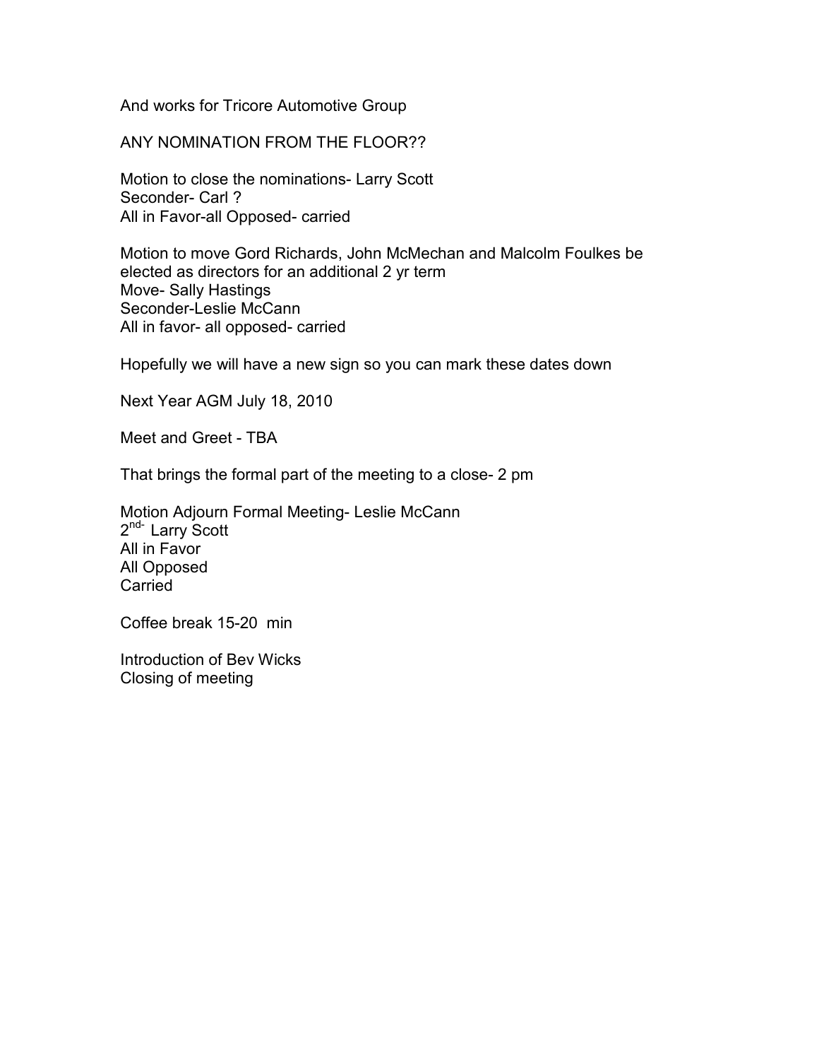And works for Tricore Automotive Group

ANY NOMINATION FROM THE FLOOR??

Motion to close the nominations- Larry Scott  
Seconder- Carl ?  
All in Favor-all Opposed- carried

Motion to move Gord Richards, John McMechan and Malcolm Foulkes be elected as directors for an additional 2 yr term  
Move- Sally Hastings  
Seconder-Leslie McCann  
All in favor- all opposed- carried

Hopefully we will have a new sign so you can mark these dates down

Next Year AGM July 18, 2010

Meet and Greet - TBA

That brings the formal part of the meeting to a close- 2 pm

Motion Adjourn Formal Meeting- Leslie McCann  
2nd- Larry Scott  
All in Favor  
All Opposed  
Carried

Coffee break 15-20 min

Introduction of Bev Wicks  
Closing of meeting